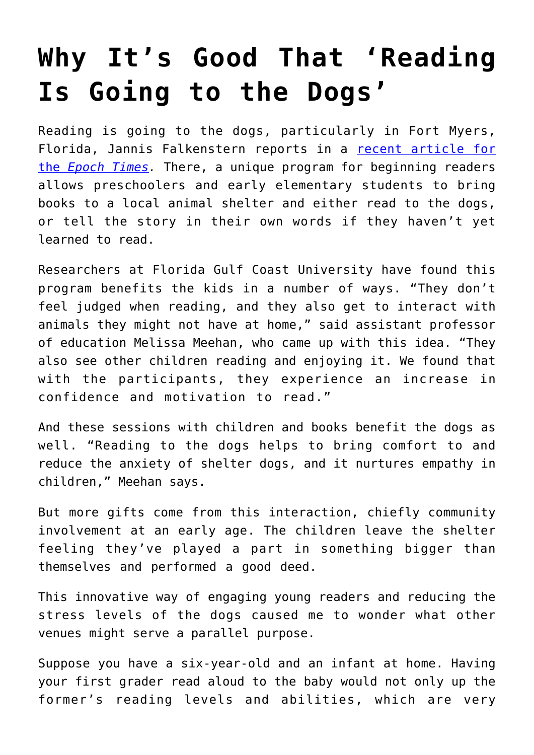# Why It's Good That 'Reading Is Going to the Dogs'

Reading is going to the dogs, particularly in Fort Myers, Florida, Jannis Falkenstern reports in a [recent article for the *Epoch Times*](). There, a unique program for beginning readers allows preschoolers and early elementary students to bring books to a local animal shelter and either read to the dogs, or tell the story in their own words if they haven't yet learned to read.

Researchers at Florida Gulf Coast University have found this program benefits the kids in a number of ways. "They don't feel judged when reading, and they also get to interact with animals they might not have at home," said assistant professor of education Melissa Meehan, who came up with this idea. "They also see other children reading and enjoying it. We found that with the participants, they experience an increase in confidence and motivation to read."

And these sessions with children and books benefit the dogs as well. "Reading to the dogs helps to bring comfort to and reduce the anxiety of shelter dogs, and it nurtures empathy in children," Meehan says.

But more gifts come from this interaction, chiefly community involvement at an early age. The children leave the shelter feeling they've played a part in something bigger than themselves and performed a good deed.

This innovative way of engaging young readers and reducing the stress levels of the dogs caused me to wonder what other venues might serve a parallel purpose.

Suppose you have a six-year-old and an infant at home. Having your first grader read aloud to the baby would not only up the former's reading levels and abilities, which are very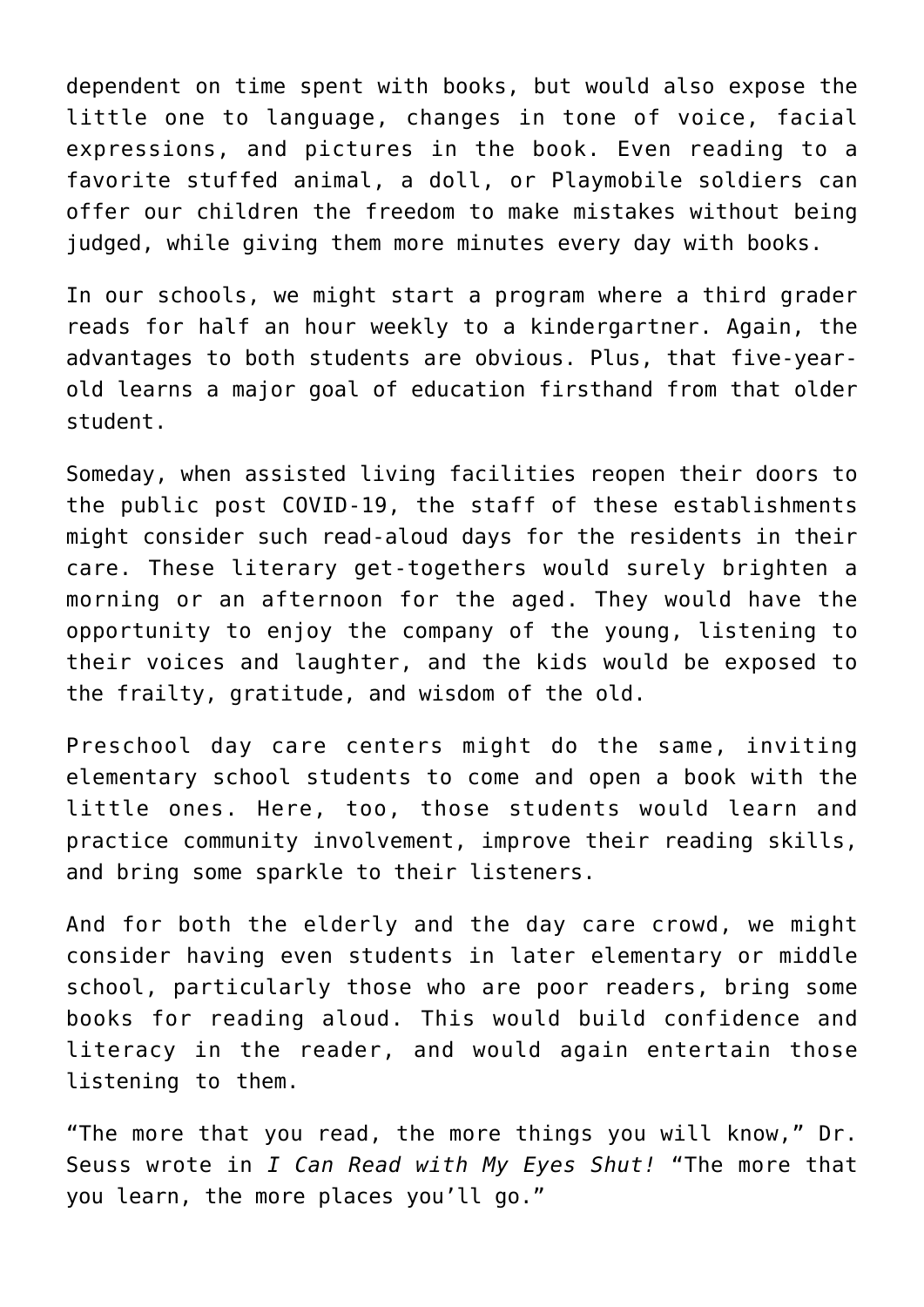dependent on time spent with books, but would also expose the little one to language, changes in tone of voice, facial expressions, and pictures in the book. Even reading to a favorite stuffed animal, a doll, or Playmobile soldiers can offer our children the freedom to make mistakes without being judged, while giving them more minutes every day with books.

In our schools, we might start a program where a third grader reads for half an hour weekly to a kindergartner. Again, the advantages to both students are obvious. Plus, that five-year-old learns a major goal of education firsthand from that older student.

Someday, when assisted living facilities reopen their doors to the public post COVID-19, the staff of these establishments might consider such read-aloud days for the residents in their care. These literary get-togethers would surely brighten a morning or an afternoon for the aged. They would have the opportunity to enjoy the company of the young, listening to their voices and laughter, and the kids would be exposed to the frailty, gratitude, and wisdom of the old.

Preschool day care centers might do the same, inviting elementary school students to come and open a book with the little ones. Here, too, those students would learn and practice community involvement, improve their reading skills, and bring some sparkle to their listeners.

And for both the elderly and the day care crowd, we might consider having even students in later elementary or middle school, particularly those who are poor readers, bring some books for reading aloud. This would build confidence and literacy in the reader, and would again entertain those listening to them.

“The more that you read, the more things you will know,” Dr. Seuss wrote in *I Can Read with My Eyes Shut!* “The more that you learn, the more places you’ll go.”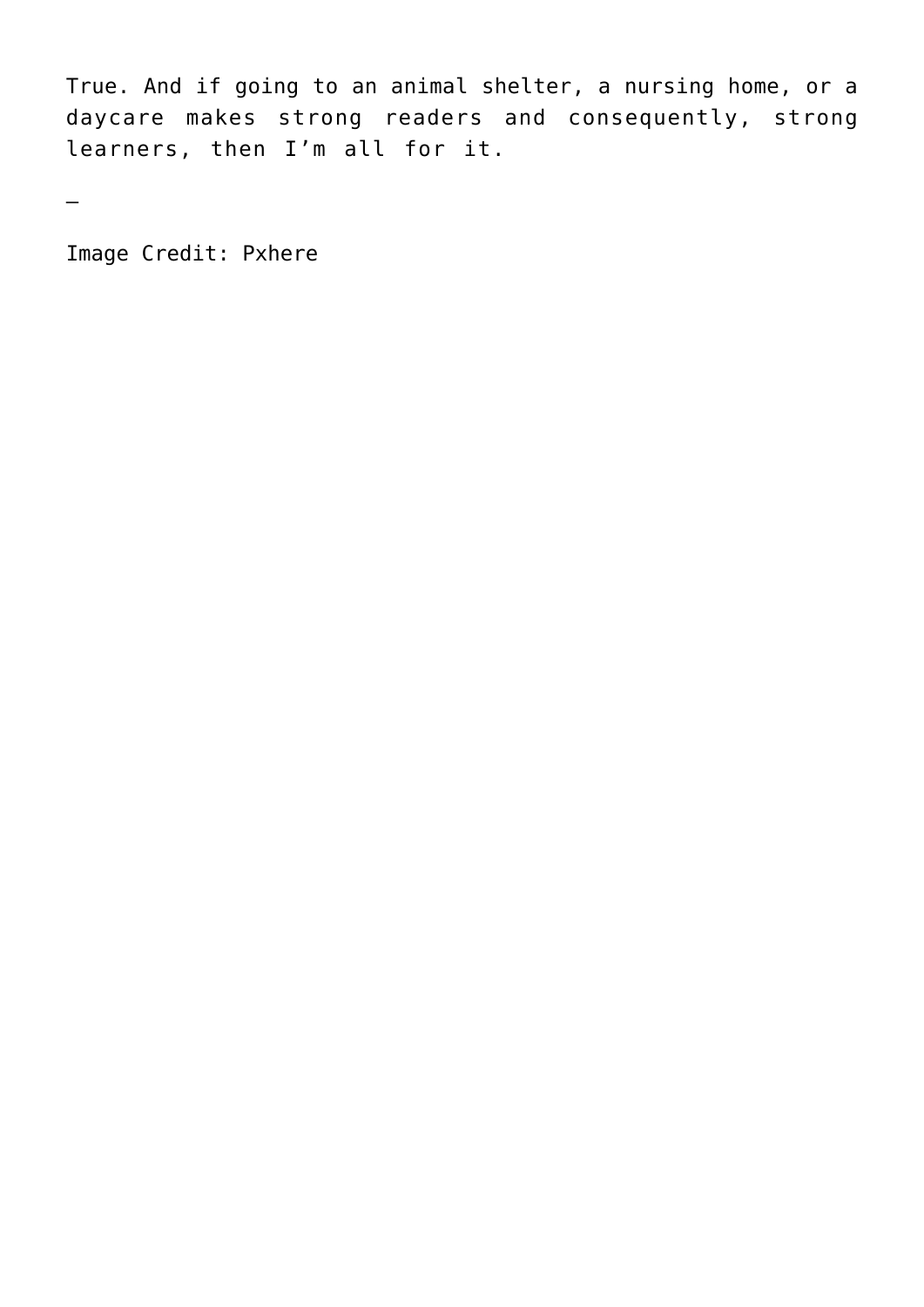True. And if going to an animal shelter, a nursing home, or a daycare makes strong readers and consequently, strong learners, then I'm all for it.

—

Image Credit: Pxhere